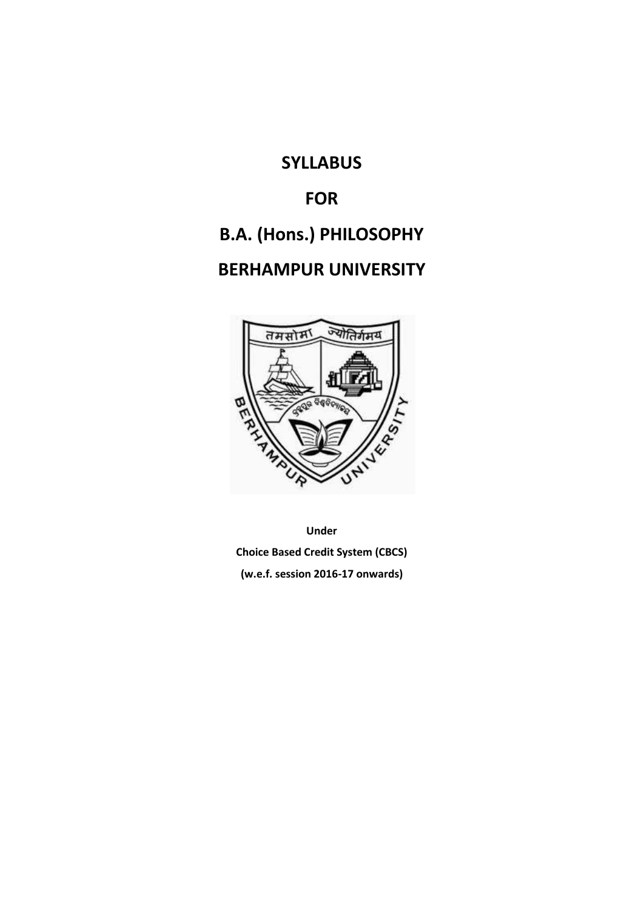# SYLLABUS

# FOR

# B.A. (Hons.) PHILOSOPHY

# BERHAMPUR UNIVERSITY

**Under**

**Choice Based Credit System (CBCS)**

**(w.e.f. session 2016-17 onwards)**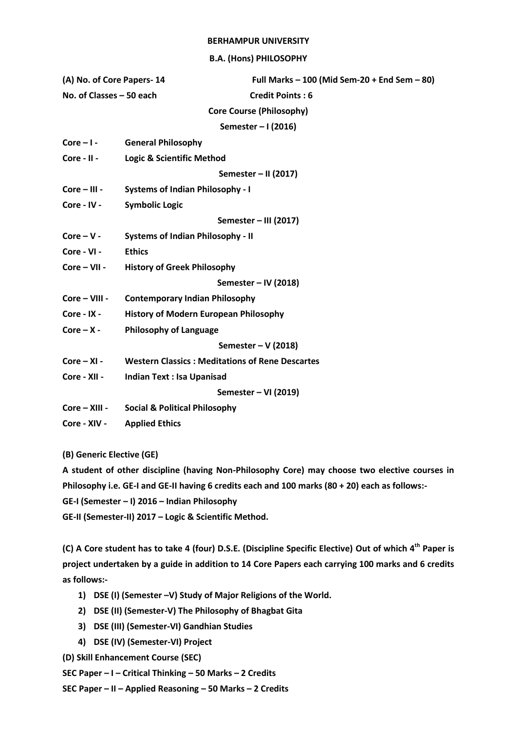# BERHAMPUR UNIVERSITY

## B.A. (Hons) PHILOSOPHY

**(A) No. of Core Papers- 14** **Full Marks – 100 (Mid Sem-20 + End Sem – 80)**

**No. of Classes – 50 each** **Credit Points : 6**

### Core Course (Philosophy)

#### Semester – I (2016)

**Core – I -** **General Philosophy**

**Core - II -** **Logic & Scientific Method**

#### Semester – II (2017)

**Core – III -** **Systems of Indian Philosophy - I**

**Core - IV -** **Symbolic Logic**

#### Semester – III (2017)

**Core – V -** **Systems of Indian Philosophy - II**

**Core - VI -** **Ethics**

**Core – VII -** **History of Greek Philosophy**

#### Semester – IV (2018)

**Core – VIII -** **Contemporary Indian Philosophy**

**Core - IX -** **History of Modern European Philosophy**

**Core – X -** **Philosophy of Language**

#### Semester – V (2018)

**Core – XI -** **Western Classics : Meditations of Rene Descartes**

**Core - XII -** **Indian Text : Isa Upanisad**

#### Semester – VI (2019)

**Core – XIII -** **Social & Political Philosophy**

**Core - XIV -** **Applied Ethics**

**(B) Generic Elective (GE)**

**A student of other discipline (having Non-Philosophy Core) may choose two elective courses in Philosophy i.e. GE-I and GE-II having 6 credits each and 100 marks (80 + 20) each as follows:-**

**GE-I (Semester – I) 2016 – Indian Philosophy**

**GE-II (Semester-II) 2017 – Logic & Scientific Method.**

**(C) A Core student has to take 4 (four) D.S.E. (Discipline Specific Elective) Out of which 4th Paper is project undertaken by a guide in addition to 14 Core Papers each carrying 100 marks and 6 credits as follows:-**

1) **DSE (I) (Semester –V) Study of Major Religions of the World.**
2) **DSE (II) (Semester-V) The Philosophy of Bhagbat Gita**
3) **DSE (III) (Semester-VI) Gandhian Studies**
4) **DSE (IV) (Semester-VI) Project**

**(D) Skill Enhancement Course (SEC)**

**SEC Paper – I – Critical Thinking – 50 Marks – 2 Credits**

**SEC Paper – II – Applied Reasoning – 50 Marks – 2 Credits**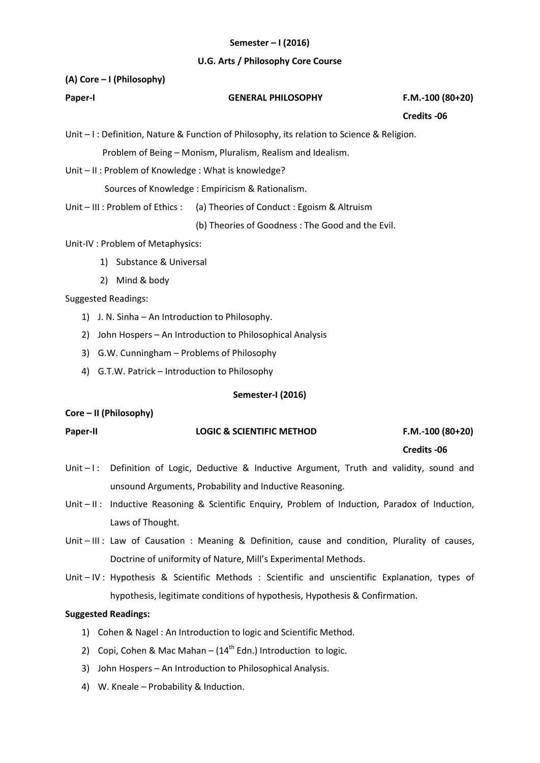**Semester – I (2016)**

**U.G. Arts / Philosophy Core Course**

**(A) Core – I (Philosophy)**

**Paper-I** **GENERAL PHILOSOPHY** **F.M.-100 (80+20)**

**Credits -06**

Unit – I : Definition, Nature & Function of Philosophy, its relation to Science & Religion.

Problem of Being – Monism, Pluralism, Realism and Idealism.

Unit – II : Problem of Knowledge : What is knowledge?

Sources of Knowledge : Empiricism & Rationalism.

Unit – III : Problem of Ethics : (a) Theories of Conduct : Egoism & Altruism

(b) Theories of Goodness : The Good and the Evil.

Unit-IV : Problem of Metaphysics:

1) Substance & Universal
2) Mind & body

Suggested Readings:

1) J. N. Sinha – An Introduction to Philosophy.
2) John Hospers – An Introduction to Philosophical Analysis
3) G.W. Cunningham – Problems of Philosophy
4) G.T.W. Patrick – Introduction to Philosophy

**Semester-I (2016)**

**Core – II (Philosophy)**

**Paper-II** **LOGIC & SCIENTIFIC METHOD** **F.M.-100 (80+20)**

**Credits -06**

Unit – I : Definition of Logic, Deductive & Inductive Argument, Truth and validity, sound and unsound Arguments, Probability and Inductive Reasoning.

Unit – II : Inductive Reasoning & Scientific Enquiry, Problem of Induction, Paradox of Induction, Laws of Thought.

Unit – III : Law of Causation : Meaning & Definition, cause and condition, Plurality of causes, Doctrine of uniformity of Nature, Mill's Experimental Methods.

Unit – IV : Hypothesis & Scientific Methods : Scientific and unscientific Explanation, types of hypothesis, legitimate conditions of hypothesis, Hypothesis & Confirmation.

**Suggested Readings:**

1) Cohen & Nagel : An Introduction to logic and Scientific Method.
2) Copi, Cohen & Mac Mahan – (14th Edn.) Introduction to logic.
3) John Hospers – An Introduction to Philosophical Analysis.
4) W. Kneale – Probability & Induction.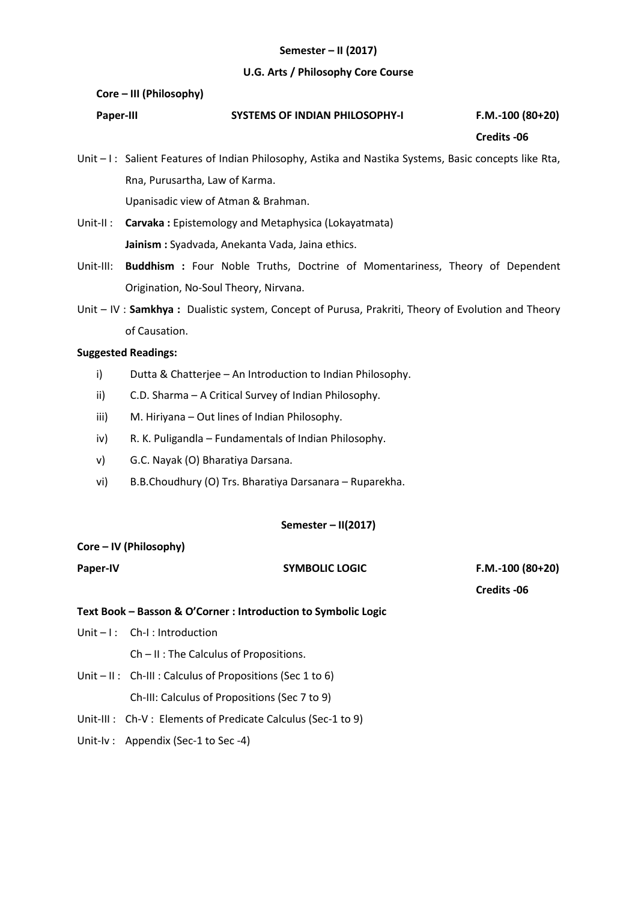**Semester – II (2017)**

**U.G. Arts / Philosophy Core Course**

**Core – III (Philosophy)**

**Paper-III** **SYSTEMS OF INDIAN PHILOSOPHY-I** **F.M.-100 (80+20)**

**Credits -06**

Unit – I : Salient Features of Indian Philosophy, Astika and Nastika Systems, Basic concepts like Rta, Rna, Purusartha, Law of Karma.
Upanisadic view of Atman & Brahman.

Unit-II : **Carvaka :** Epistemology and Metaphysica (Lokayatmata)
**Jainism :** Syadvada, Anekanta Vada, Jaina ethics.

Unit-III: **Buddhism :** Four Noble Truths, Doctrine of Momentariness, Theory of Dependent Origination, No-Soul Theory, Nirvana.

Unit – IV : **Samkhya :** Dualistic system, Concept of Purusa, Prakriti, Theory of Evolution and Theory of Causation.

**Suggested Readings:**

i) Dutta & Chatterjee – An Introduction to Indian Philosophy.
ii) C.D. Sharma – A Critical Survey of Indian Philosophy.
iii) M. Hiriyana – Out lines of Indian Philosophy.
iv) R. K. Puligandla – Fundamentals of Indian Philosophy.
v) G.C. Nayak (O) Bharatiya Darsana.
vi) B.B.Choudhury (O) Trs. Bharatiya Darsanara – Ruparekha.

**Semester – II(2017)**

**Core – IV (Philosophy)**

**Paper-IV** **SYMBOLIC LOGIC** **F.M.-100 (80+20)**

**Credits -06**

**Text Book – Basson & O'Corner : Introduction to Symbolic Logic**

Unit – I : Ch-I : Introduction
Ch – II : The Calculus of Propositions.

Unit – II : Ch-III : Calculus of Propositions (Sec 1 to 6)
Ch-III: Calculus of Propositions (Sec 7 to 9)

Unit-III : Ch-V : Elements of Predicate Calculus (Sec-1 to 9)

Unit-Iv : Appendix (Sec-1 to Sec -4)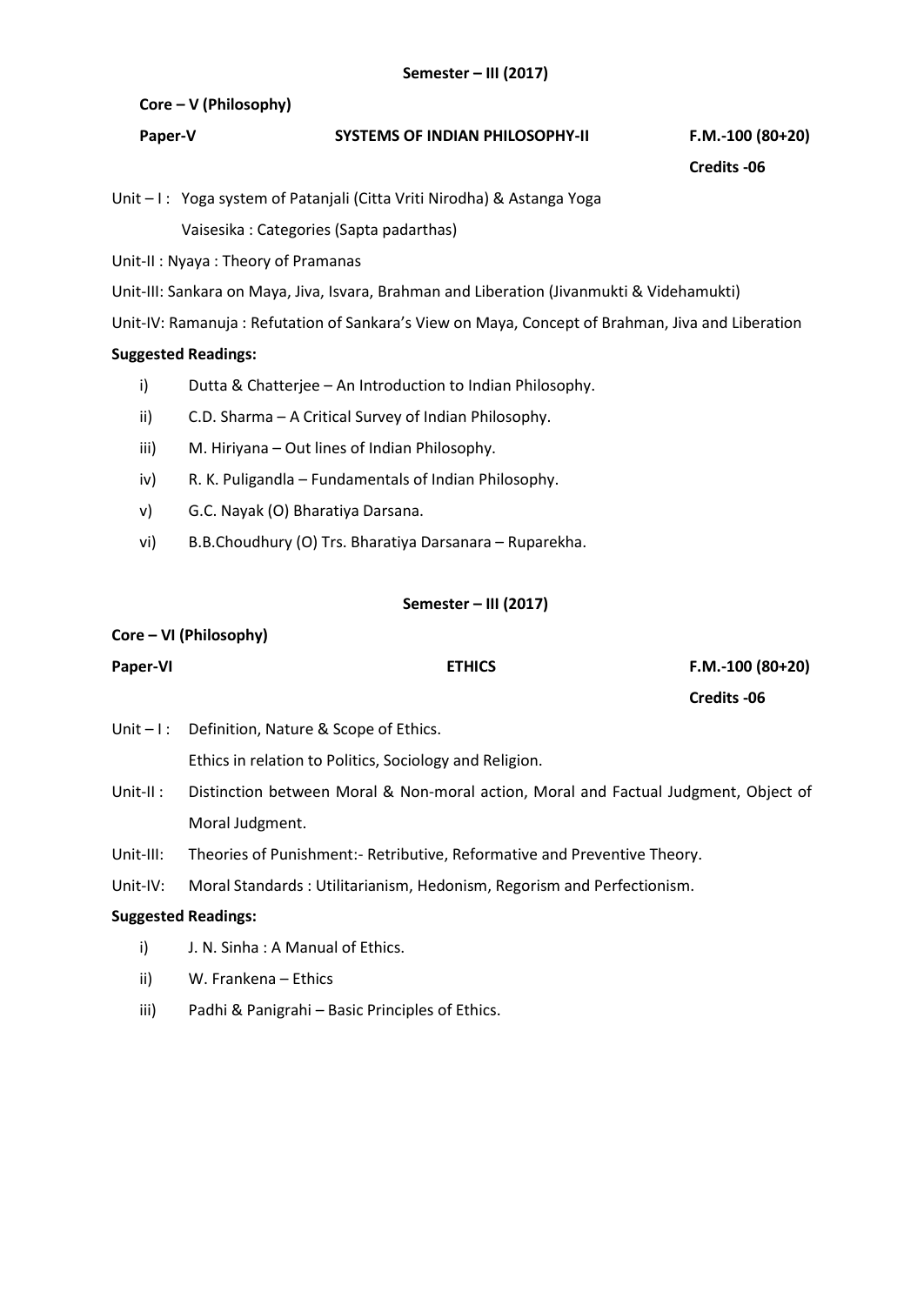**Semester – III (2017)**

**Core – V (Philosophy)**

**Paper-V** **SYSTEMS OF INDIAN PHILOSOPHY-II** **F.M.-100 (80+20)**

**Credits -06**

Unit – I : Yoga system of Patanjali (Citta Vriti Nirodha) & Astanga Yoga

Vaisesika : Categories (Sapta padarthas)

Unit-II : Nyaya : Theory of Pramanas

Unit-III: Sankara on Maya, Jiva, Isvara, Brahman and Liberation (Jivanmukti & Videhamukti)

Unit-IV: Ramanuja : Refutation of Sankara's View on Maya, Concept of Brahman, Jiva and Liberation

**Suggested Readings:**

i) Dutta & Chatterjee – An Introduction to Indian Philosophy.

ii) C.D. Sharma – A Critical Survey of Indian Philosophy.

iii) M. Hiriyana – Out lines of Indian Philosophy.

iv) R. K. Puligandla – Fundamentals of Indian Philosophy.

v) G.C. Nayak (O) Bharatiya Darsana.

vi) B.B.Choudhury (O) Trs. Bharatiya Darsanara – Ruparekha.

**Semester – III (2017)**

**Core – VI (Philosophy)**

**Paper-VI** **ETHICS** **F.M.-100 (80+20)**

**Credits -06**

Unit – I : Definition, Nature & Scope of Ethics.

Ethics in relation to Politics, Sociology and Religion.

Unit-II : Distinction between Moral & Non-moral action, Moral and Factual Judgment, Object of Moral Judgment.

Unit-III: Theories of Punishment:- Retributive, Reformative and Preventive Theory.

Unit-IV: Moral Standards : Utilitarianism, Hedonism, Regorism and Perfectionism.

**Suggested Readings:**

i) J. N. Sinha : A Manual of Ethics.

ii) W. Frankena – Ethics

iii) Padhi & Panigrahi – Basic Principles of Ethics.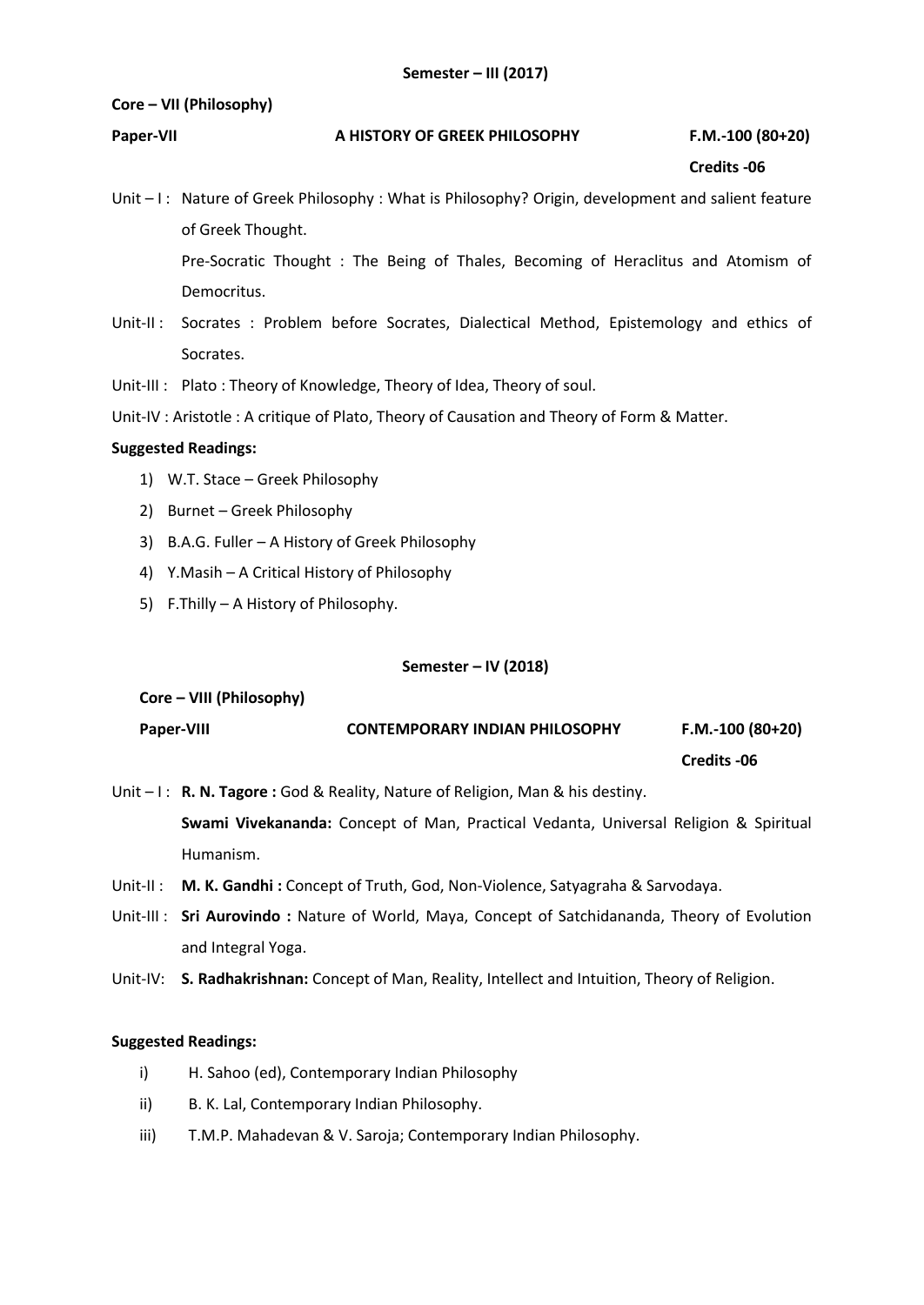**Semester – III (2017)**

**Core – VII (Philosophy)**

**Paper-VII** **A HISTORY OF GREEK PHILOSOPHY** **F.M.-100 (80+20)**

**Credits -06**

Unit – I : Nature of Greek Philosophy : What is Philosophy? Origin, development and salient feature of Greek Thought.

Pre-Socratic Thought : The Being of Thales, Becoming of Heraclitus and Atomism of Democritus.

Unit-II : Socrates : Problem before Socrates, Dialectical Method, Epistemology and ethics of Socrates.

Unit-III : Plato : Theory of Knowledge, Theory of Idea, Theory of soul.

Unit-IV : Aristotle : A critique of Plato, Theory of Causation and Theory of Form & Matter.

**Suggested Readings:**

1) W.T. Stace – Greek Philosophy
2) Burnet – Greek Philosophy
3) B.A.G. Fuller – A History of Greek Philosophy
4) Y.Masih – A Critical History of Philosophy
5) F.Thilly – A History of Philosophy.

**Semester – IV (2018)**

**Core – VIII (Philosophy)**

**Paper-VIII** **CONTEMPORARY INDIAN PHILOSOPHY** **F.M.-100 (80+20)**

**Credits -06**

Unit – I : **R. N. Tagore :** God & Reality, Nature of Religion, Man & his destiny.

**Swami Vivekananda:** Concept of Man, Practical Vedanta, Universal Religion & Spiritual Humanism.

Unit-II : **M. K. Gandhi :** Concept of Truth, God, Non-Violence, Satyagraha & Sarvodaya.

Unit-III : **Sri Aurovindo :** Nature of World, Maya, Concept of Satchidananda, Theory of Evolution and Integral Yoga.

Unit-IV: **S. Radhakrishnan:** Concept of Man, Reality, Intellect and Intuition, Theory of Religion.

**Suggested Readings:**

i) H. Sahoo (ed), Contemporary Indian Philosophy
ii) B. K. Lal, Contemporary Indian Philosophy.
iii) T.M.P. Mahadevan & V. Saroja; Contemporary Indian Philosophy.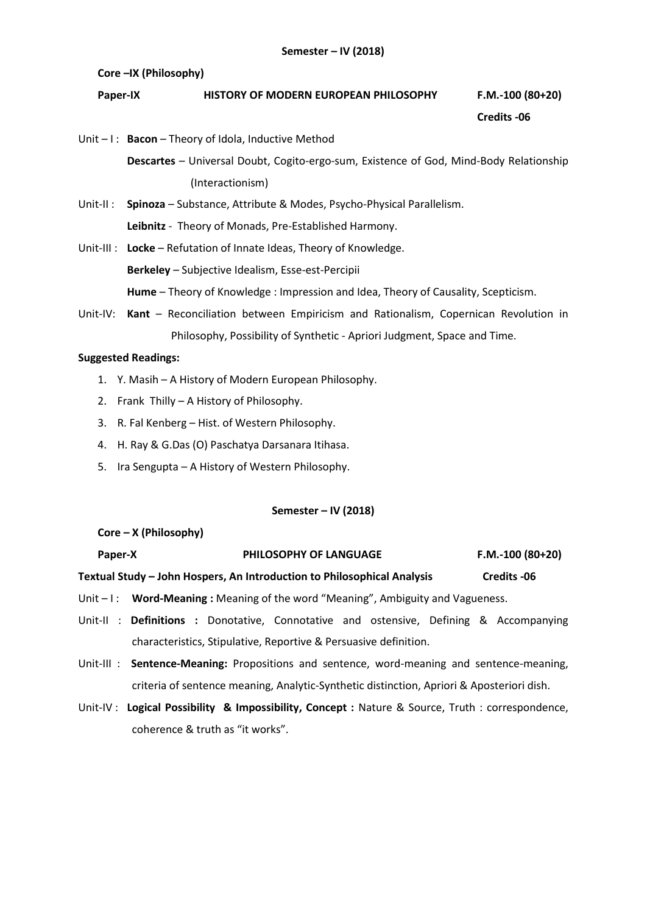**Semester – IV (2018)**

**Core –IX (Philosophy)**

**Paper-IX** **HISTORY OF MODERN EUROPEAN PHILOSOPHY** **F.M.-100 (80+20)**

**Credits -06**

Unit – I : **Bacon** – Theory of Idola, Inductive Method

**Descartes** – Universal Doubt, Cogito-ergo-sum, Existence of God, Mind-Body Relationship (Interactionism)

Unit-II : **Spinoza** – Substance, Attribute & Modes, Psycho-Physical Parallelism.

**Leibnitz** - Theory of Monads, Pre-Established Harmony.

Unit-III : **Locke** – Refutation of Innate Ideas, Theory of Knowledge.

**Berkeley** – Subjective Idealism, Esse-est-Percipii

**Hume** – Theory of Knowledge : Impression and Idea, Theory of Causality, Scepticism.

Unit-IV: **Kant** – Reconciliation between Empiricism and Rationalism, Copernican Revolution in Philosophy, Possibility of Synthetic - Apriori Judgment, Space and Time.

**Suggested Readings:**

1. Y. Masih – A History of Modern European Philosophy.
2. Frank Thilly – A History of Philosophy.
3. R. Fal Kenberg – Hist. of Western Philosophy.
4. H. Ray & G.Das (O) Paschatya Darsanara Itihasa.
5. Ira Sengupta – A History of Western Philosophy.

**Semester – IV (2018)**

**Core – X (Philosophy)**

**Paper-X** **PHILOSOPHY OF LANGUAGE** **F.M.-100 (80+20)**

**Textual Study – John Hospers, An Introduction to Philosophical Analysis** **Credits -06**

Unit – I : **Word-Meaning :** Meaning of the word "Meaning", Ambiguity and Vagueness.

Unit-II : **Definitions :** Donotative, Connotative and ostensive, Defining & Accompanying characteristics, Stipulative, Reportive & Persuasive definition.

Unit-III : **Sentence-Meaning:** Propositions and sentence, word-meaning and sentence-meaning, criteria of sentence meaning, Analytic-Synthetic distinction, Apriori & Aposteriori dish.

Unit-IV : **Logical Possibility & Impossibility, Concept :** Nature & Source, Truth : correspondence, coherence & truth as "it works".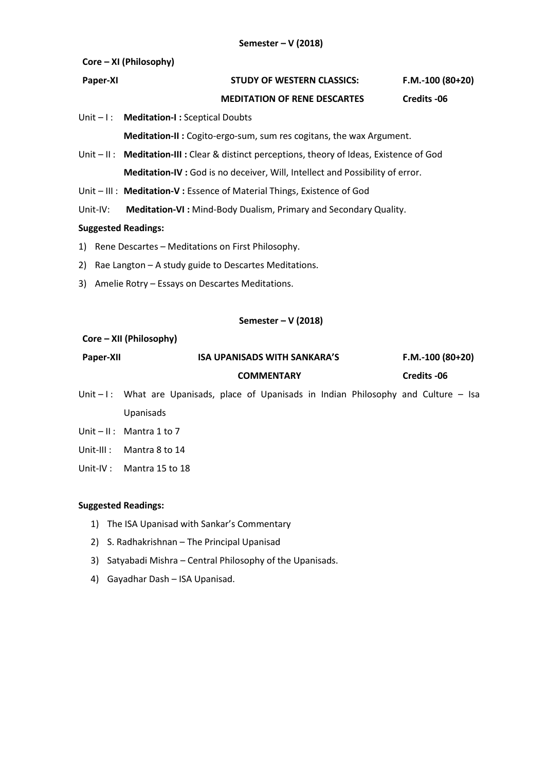**Semester – V (2018)**

**Core – XI (Philosophy)**

| **Paper-XI** | **STUDY OF WESTERN CLASSICS: MEDITATION OF RENE DESCARTES** | **F.M.-100 (80+20)** **Credits -06** |
|---|---|---|

Unit – I : **Meditation-I :** Sceptical Doubts

**Meditation-II :** Cogito-ergo-sum, sum res cogitans, the wax Argument.

Unit – II : **Meditation-III :** Clear & distinct perceptions, theory of Ideas, Existence of God

**Meditation-IV :** God is no deceiver, Will, Intellect and Possibility of error.

Unit – III : **Meditation-V :** Essence of Material Things, Existence of God

Unit-IV: **Meditation-VI :** Mind-Body Dualism, Primary and Secondary Quality.

**Suggested Readings:**

1) Rene Descartes – Meditations on First Philosophy.
2) Rae Langton – A study guide to Descartes Meditations.
3) Amelie Rotry – Essays on Descartes Meditations.

**Semester – V (2018)**

**Core – XII (Philosophy)**

| **Paper-XII** | **ISA UPANISADS WITH SANKARA'S COMMENTARY** | **F.M.-100 (80+20)** **Credits -06** |
|---|---|---|

Unit – I : What are Upanisads, place of Upanisads in Indian Philosophy and Culture – Isa Upanisads

Unit – II : Mantra 1 to 7

Unit-III : Mantra 8 to 14

Unit-IV : Mantra 15 to 18

**Suggested Readings:**

1) The ISA Upanisad with Sankar's Commentary
2) S. Radhakrishnan – The Principal Upanisad
3) Satyabadi Mishra – Central Philosophy of the Upanisads.
4) Gayadhar Dash – ISA Upanisad.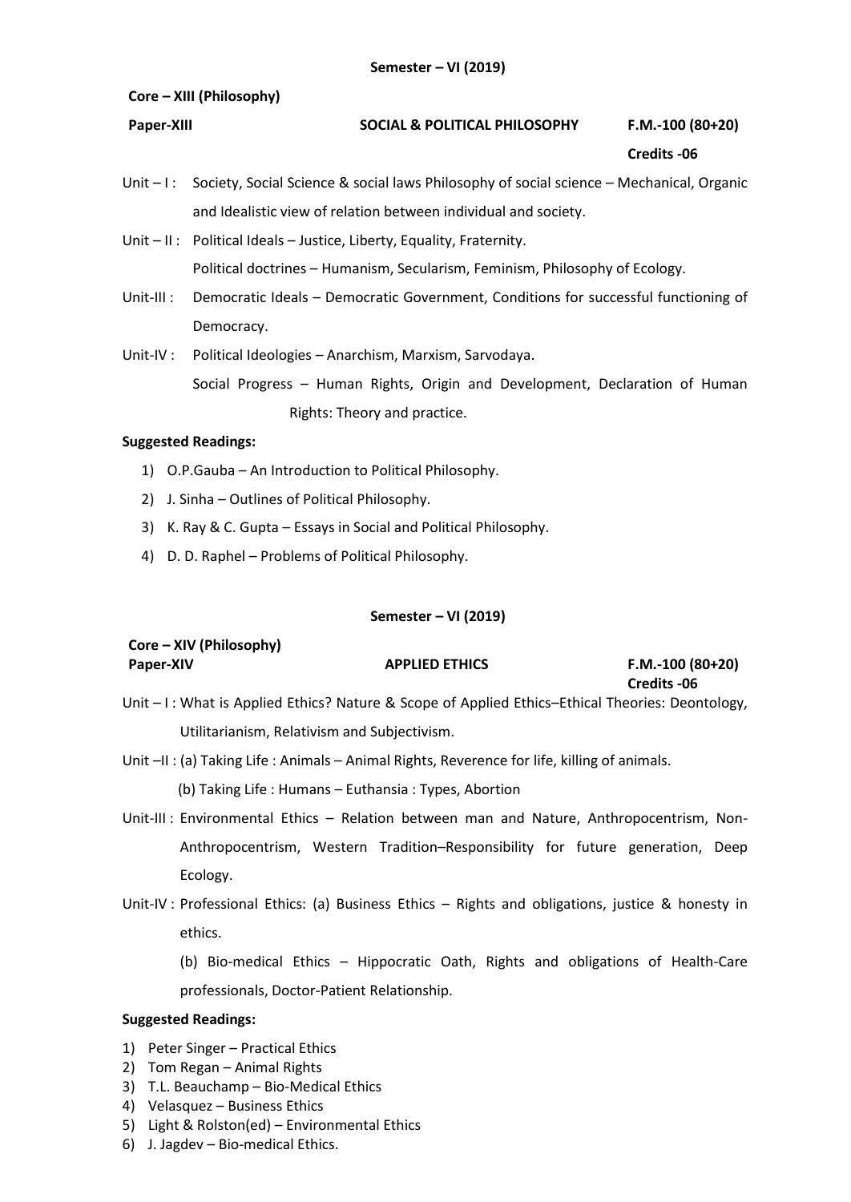**Semester – VI (2019)**

**Core – XIII (Philosophy)**

**Paper-XIII** **SOCIAL & POLITICAL PHILOSOPHY** **F.M.-100 (80+20)**

**Credits -06**

Unit – I : Society, Social Science & social laws Philosophy of social science – Mechanical, Organic and Idealistic view of relation between individual and society.

Unit – II : Political Ideals – Justice, Liberty, Equality, Fraternity.
Political doctrines – Humanism, Secularism, Feminism, Philosophy of Ecology.

Unit-III : Democratic Ideals – Democratic Government, Conditions for successful functioning of Democracy.

Unit-IV : Political Ideologies – Anarchism, Marxism, Sarvodaya.
Social Progress – Human Rights, Origin and Development, Declaration of Human Rights: Theory and practice.

**Suggested Readings:**

1) O.P.Gauba – An Introduction to Political Philosophy.
2) J. Sinha – Outlines of Political Philosophy.
3) K. Ray & C. Gupta – Essays in Social and Political Philosophy.
4) D. D. Raphel – Problems of Political Philosophy.

**Semester – VI (2019)**

**Core – XIV (Philosophy)**

**Paper-XIV** **APPLIED ETHICS** **F.M.-100 (80+20)**

**Credits -06**

Unit – I : What is Applied Ethics? Nature & Scope of Applied Ethics–Ethical Theories: Deontology, Utilitarianism, Relativism and Subjectivism.

Unit –II : (a) Taking Life : Animals – Animal Rights, Reverence for life, killing of animals.
(b) Taking Life : Humans – Euthansia : Types, Abortion

Unit-III : Environmental Ethics – Relation between man and Nature, Anthropocentrism, Non-Anthropocentrism, Western Tradition–Responsibility for future generation, Deep Ecology.

Unit-IV : Professional Ethics: (a) Business Ethics – Rights and obligations, justice & honesty in ethics.
(b) Bio-medical Ethics – Hippocratic Oath, Rights and obligations of Health-Care professionals, Doctor-Patient Relationship.

**Suggested Readings:**

1) Peter Singer – Practical Ethics
2) Tom Regan – Animal Rights
3) T.L. Beauchamp – Bio-Medical Ethics
4) Velasquez – Business Ethics
5) Light & Rolston(ed) – Environmental Ethics
6) J. Jagdev – Bio-medical Ethics.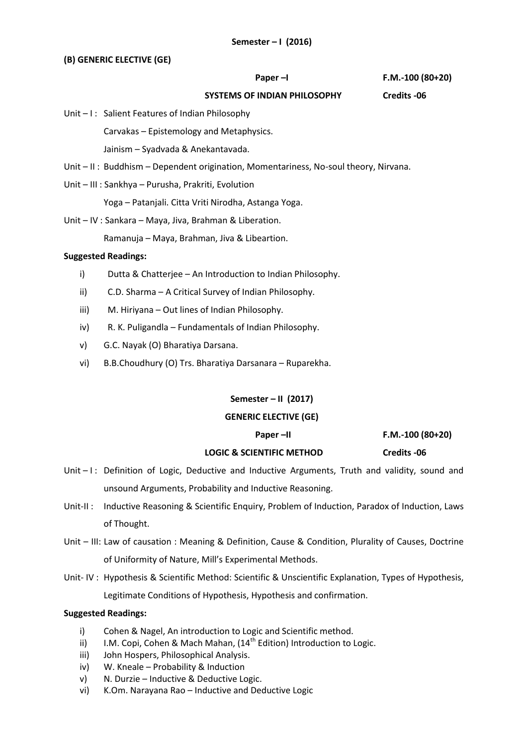**Semester – I (2016)**

**(B) GENERIC ELECTIVE (GE)**

**Paper –I** **F.M.-100 (80+20)**

**SYSTEMS OF INDIAN PHILOSOPHY** **Credits -06**

Unit – I : Salient Features of Indian Philosophy

Carvakas – Epistemology and Metaphysics.

Jainism – Syadvada & Anekantavada.

Unit – II : Buddhism – Dependent origination, Momentariness, No-soul theory, Nirvana.

Unit – III : Sankhya – Purusha, Prakriti, Evolution

Yoga – Patanjali. Citta Vriti Nirodha, Astanga Yoga.

Unit – IV : Sankara – Maya, Jiva, Brahman & Liberation.

Ramanuja – Maya, Brahman, Jiva & Libeartion.

**Suggested Readings:**

i) Dutta & Chatterjee – An Introduction to Indian Philosophy.
ii) C.D. Sharma – A Critical Survey of Indian Philosophy.
iii) M. Hiriyana – Out lines of Indian Philosophy.
iv) R. K. Puligandla – Fundamentals of Indian Philosophy.
v) G.C. Nayak (O) Bharatiya Darsana.
vi) B.B.Choudhury (O) Trs. Bharatiya Darsanara – Ruparekha.

**Semester – II (2017)**

**GENERIC ELECTIVE (GE)**

**Paper –II** **F.M.-100 (80+20)**

**LOGIC & SCIENTIFIC METHOD** **Credits -06**

Unit – I : Definition of Logic, Deductive and Inductive Arguments, Truth and validity, sound and unsound Arguments, Probability and Inductive Reasoning.

Unit-II : Inductive Reasoning & Scientific Enquiry, Problem of Induction, Paradox of Induction, Laws of Thought.

Unit – III: Law of causation : Meaning & Definition, Cause & Condition, Plurality of Causes, Doctrine of Uniformity of Nature, Mill's Experimental Methods.

Unit- IV : Hypothesis & Scientific Method: Scientific & Unscientific Explanation, Types of Hypothesis, Legitimate Conditions of Hypothesis, Hypothesis and confirmation.

**Suggested Readings:**

i) Cohen & Nagel, An introduction to Logic and Scientific method.
ii) I.M. Copi, Cohen & Mach Mahan, (14th Edition) Introduction to Logic.
iii) John Hospers, Philosophical Analysis.
iv) W. Kneale – Probability & Induction
v) N. Durzie – Inductive & Deductive Logic.
vi) K.Om. Narayana Rao – Inductive and Deductive Logic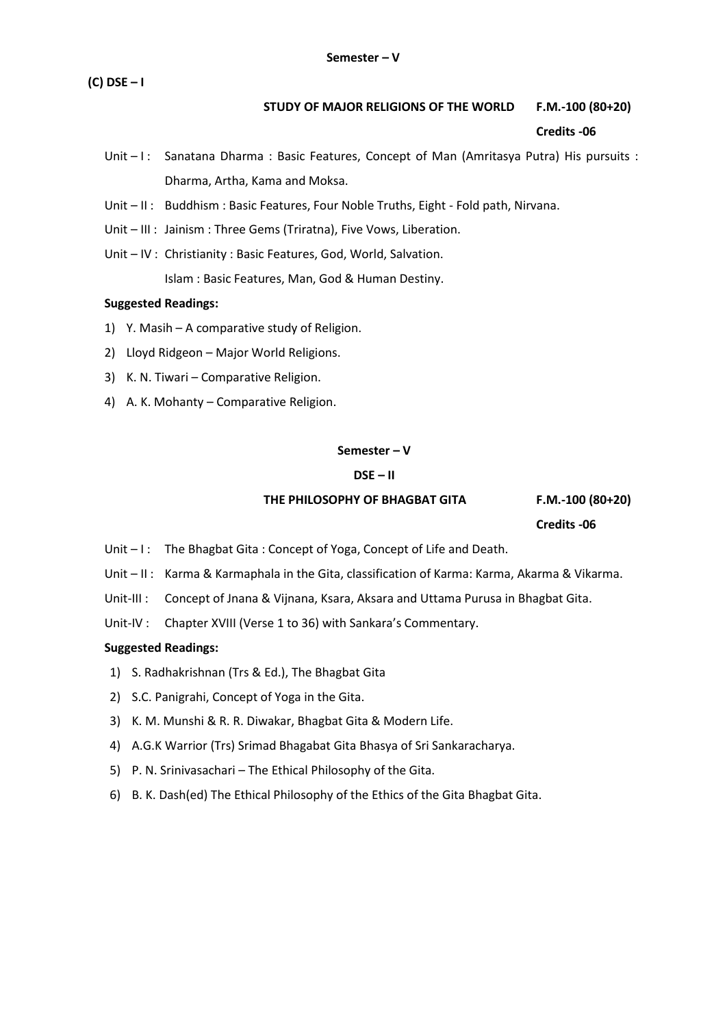**Semester – V**

**(C) DSE – I**

**STUDY OF MAJOR RELIGIONS OF THE WORLD F.M.-100 (80+20)**

**Credits -06**

Unit – I : Sanatana Dharma : Basic Features, Concept of Man (Amritasya Putra) His pursuits : Dharma, Artha, Kama and Moksa.

Unit – II : Buddhism : Basic Features, Four Noble Truths, Eight - Fold path, Nirvana.

Unit – III : Jainism : Three Gems (Triratna), Five Vows, Liberation.

Unit – IV : Christianity : Basic Features, God, World, Salvation.
Islam : Basic Features, Man, God & Human Destiny.

**Suggested Readings:**

1) Y. Masih – A comparative study of Religion.
2) Lloyd Ridgeon – Major World Religions.
3) K. N. Tiwari – Comparative Religion.
4) A. K. Mohanty – Comparative Religion.

**Semester – V**

**DSE – II**

**THE PHILOSOPHY OF BHAGBAT GITA F.M.-100 (80+20)**

**Credits -06**

Unit – I : The Bhagbat Gita : Concept of Yoga, Concept of Life and Death.

Unit – II : Karma & Karmaphala in the Gita, classification of Karma: Karma, Akarma & Vikarma.

Unit-III : Concept of Jnana & Vijnana, Ksara, Aksara and Uttama Purusa in Bhagbat Gita.

Unit-IV : Chapter XVIII (Verse 1 to 36) with Sankara's Commentary.

**Suggested Readings:**

1) S. Radhakrishnan (Trs & Ed.), The Bhagbat Gita
2) S.C. Panigrahi, Concept of Yoga in the Gita.
3) K. M. Munshi & R. R. Diwakar, Bhagbat Gita & Modern Life.
4) A.G.K Warrior (Trs) Srimad Bhagabat Gita Bhasya of Sri Sankaracharya.
5) P. N. Srinivasachari – The Ethical Philosophy of the Gita.
6) B. K. Dash(ed) The Ethical Philosophy of the Ethics of the Gita Bhagbat Gita.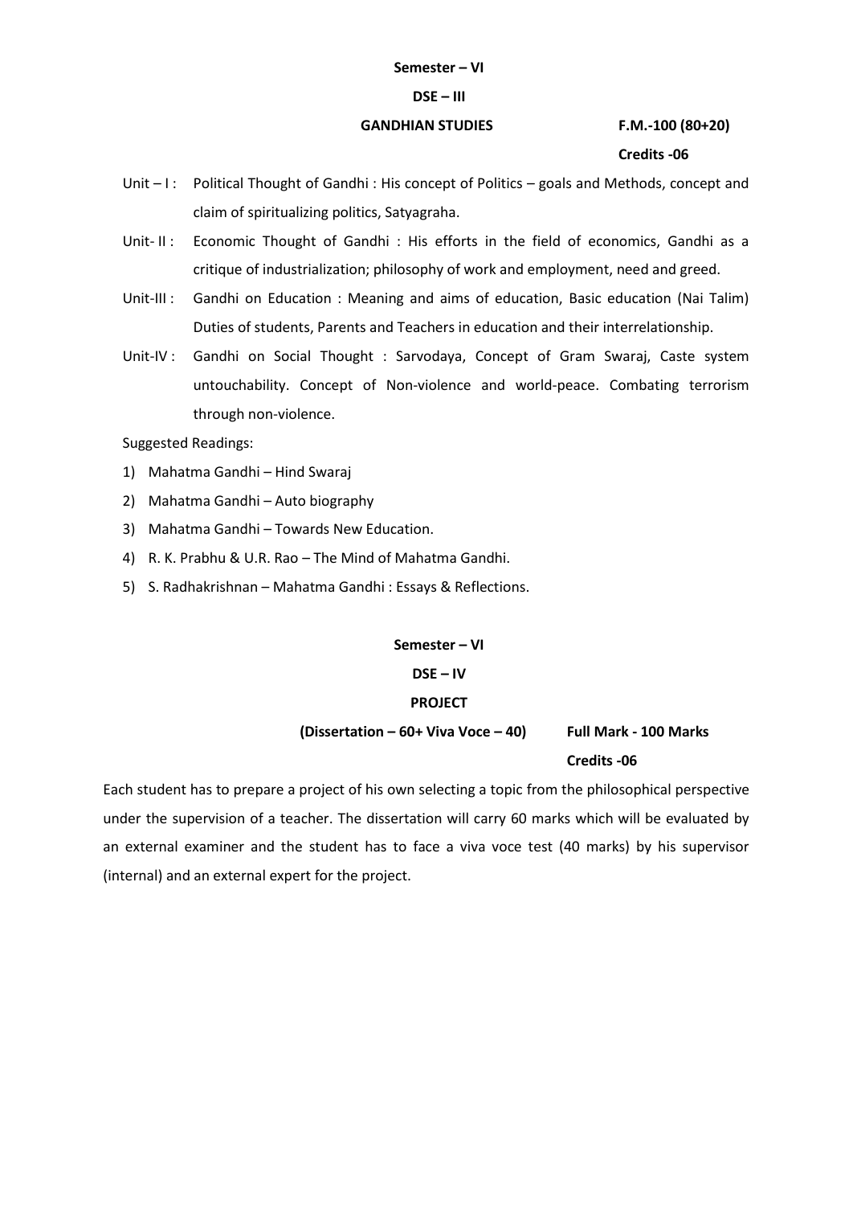**Semester – VI**

**DSE – III**

**GANDHIAN STUDIES** **F.M.-100 (80+20)**

**Credits -06**

Unit – I : Political Thought of Gandhi : His concept of Politics – goals and Methods, concept and claim of spiritualizing politics, Satyagraha.

Unit- II : Economic Thought of Gandhi : His efforts in the field of economics, Gandhi as a critique of industrialization; philosophy of work and employment, need and greed.

Unit-III : Gandhi on Education : Meaning and aims of education, Basic education (Nai Talim) Duties of students, Parents and Teachers in education and their interrelationship.

Unit-IV : Gandhi on Social Thought : Sarvodaya, Concept of Gram Swaraj, Caste system untouchability. Concept of Non-violence and world-peace. Combating terrorism through non-violence.

Suggested Readings:

1) Mahatma Gandhi – Hind Swaraj
2) Mahatma Gandhi – Auto biography
3) Mahatma Gandhi – Towards New Education.
4) R. K. Prabhu & U.R. Rao – The Mind of Mahatma Gandhi.
5) S. Radhakrishnan – Mahatma Gandhi : Essays & Reflections.

**Semester – VI**

**DSE – IV**

**PROJECT**

**(Dissertation – 60+ Viva Voce – 40)** **Full Mark - 100 Marks**

**Credits -06**

Each student has to prepare a project of his own selecting a topic from the philosophical perspective under the supervision of a teacher. The dissertation will carry 60 marks which will be evaluated by an external examiner and the student has to face a viva voce test (40 marks) by his supervisor (internal) and an external expert for the project.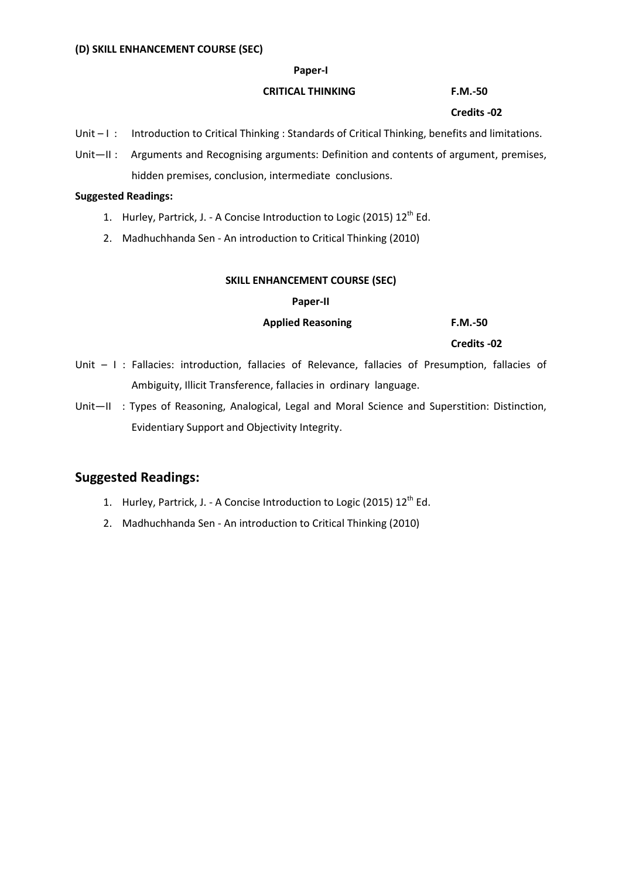**(D) SKILL ENHANCEMENT COURSE (SEC)**

**Paper-I**

**CRITICAL THINKING** **F.M.-50**

**Credits -02**

Unit – I : Introduction to Critical Thinking : Standards of Critical Thinking, benefits and limitations.

Unit—II : Arguments and Recognising arguments: Definition and contents of argument, premises, hidden premises, conclusion, intermediate conclusions.

**Suggested Readings:**

1. Hurley, Partrick, J. - A Concise Introduction to Logic (2015) 12th Ed.
2. Madhuchhanda Sen - An introduction to Critical Thinking (2010)

**SKILL ENHANCEMENT COURSE (SEC)**

**Paper-II**

**Applied Reasoning** **F.M.-50**

**Credits -02**

Unit – I : Fallacies: introduction, fallacies of Relevance, fallacies of Presumption, fallacies of Ambiguity, Illicit Transference, fallacies in ordinary language.

Unit—II : Types of Reasoning, Analogical, Legal and Moral Science and Superstition: Distinction, Evidentiary Support and Objectivity Integrity.

## Suggested Readings:

1. Hurley, Partrick, J. - A Concise Introduction to Logic (2015) 12th Ed.
2. Madhuchhanda Sen - An introduction to Critical Thinking (2010)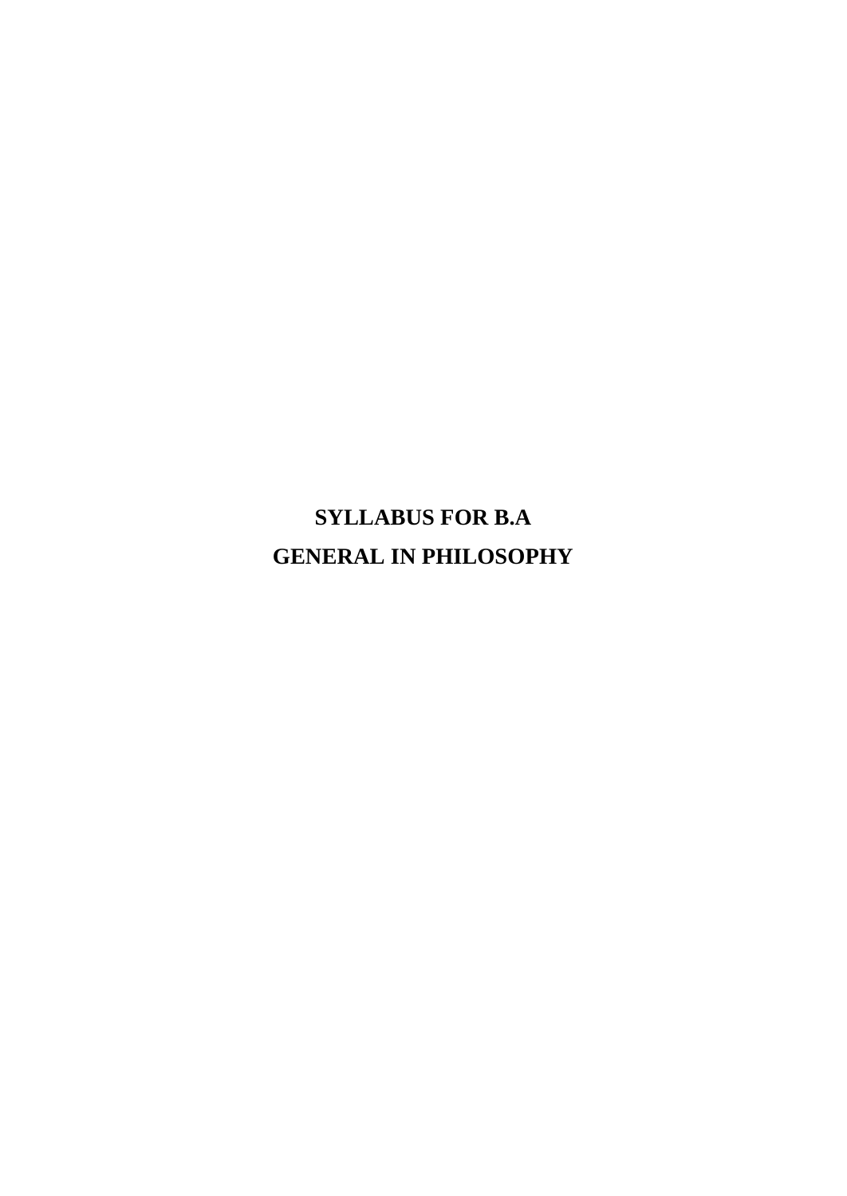# SYLLABUS FOR B.A
# GENERAL IN PHILOSOPHY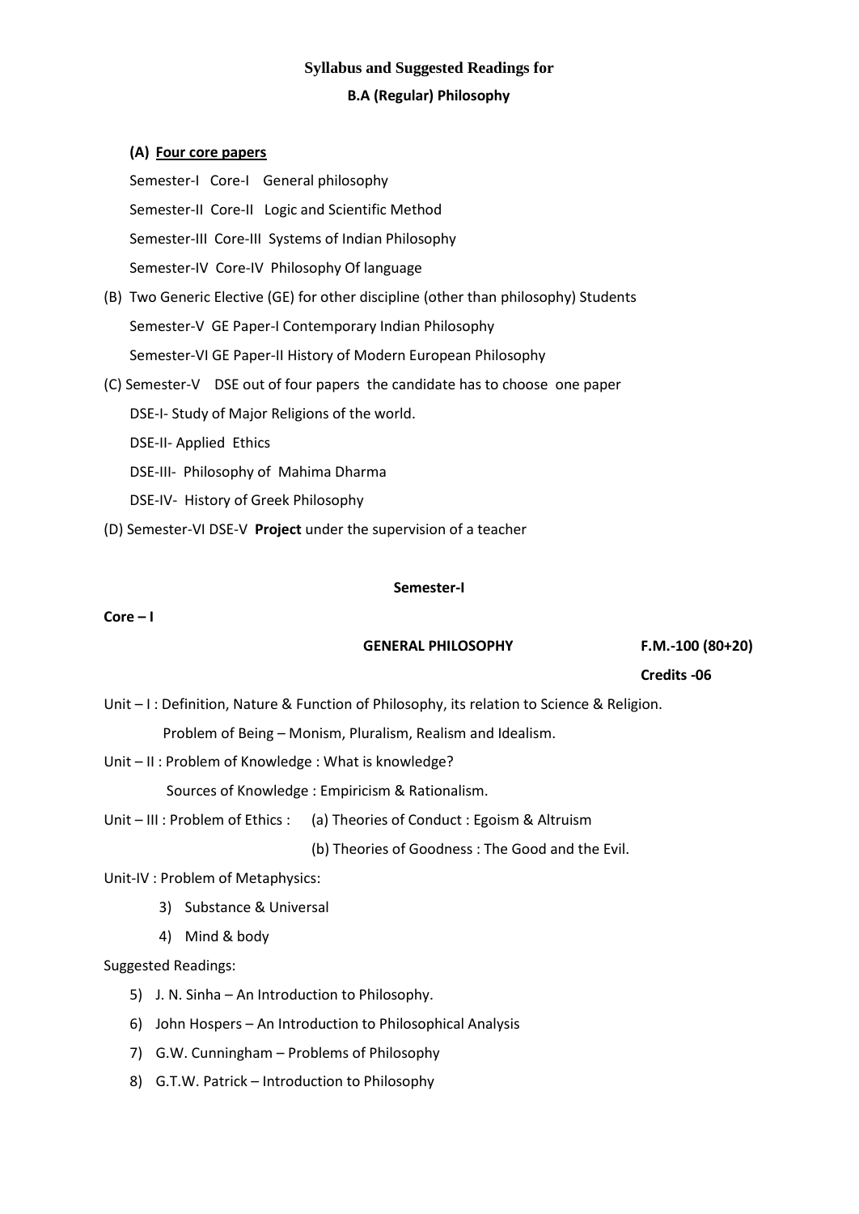## Syllabus and Suggested Readings for

### B.A (Regular) Philosophy

**(A) Four core papers**

Semester-I Core-I General philosophy

Semester-II Core-II Logic and Scientific Method

Semester-III Core-III Systems of Indian Philosophy

Semester-IV Core-IV Philosophy Of language

(B) Two Generic Elective (GE) for other discipline (other than philosophy) Students

Semester-V GE Paper-I Contemporary Indian Philosophy

Semester-VI GE Paper-II History of Modern European Philosophy

(C) Semester-V DSE out of four papers the candidate has to choose one paper

DSE-I- Study of Major Religions of the world.

DSE-II- Applied Ethics

DSE-III- Philosophy of Mahima Dharma

DSE-IV- History of Greek Philosophy

(D) Semester-VI DSE-V **Project** under the supervision of a teacher

**Semester-I**

**Core – I**

**GENERAL PHILOSOPHY** **F.M.-100 (80+20)**

**Credits -06**

Unit – I : Definition, Nature & Function of Philosophy, its relation to Science & Religion.

Problem of Being – Monism, Pluralism, Realism and Idealism.

Unit – II : Problem of Knowledge : What is knowledge?

Sources of Knowledge : Empiricism & Rationalism.

Unit – III : Problem of Ethics : (a) Theories of Conduct : Egoism & Altruism

(b) Theories of Goodness : The Good and the Evil.

Unit-IV : Problem of Metaphysics:

3) Substance & Universal
4) Mind & body

Suggested Readings:

5) J. N. Sinha – An Introduction to Philosophy.
6) John Hospers – An Introduction to Philosophical Analysis
7) G.W. Cunningham – Problems of Philosophy
8) G.T.W. Patrick – Introduction to Philosophy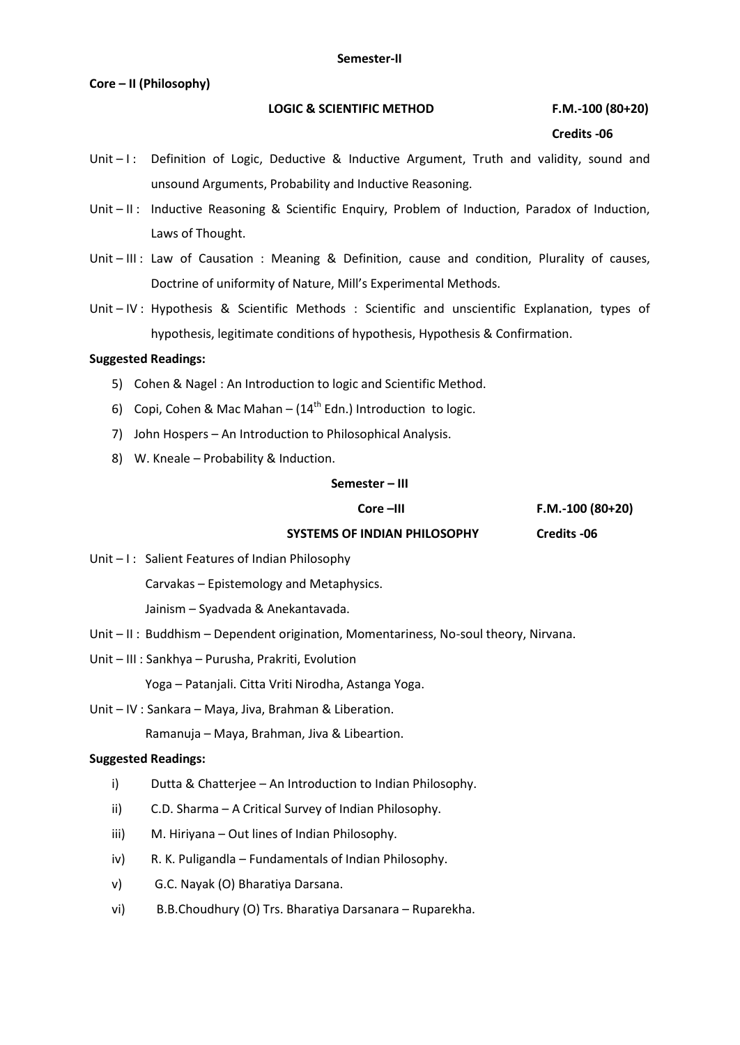**Semester-II**

**Core – II (Philosophy)**

**LOGIC & SCIENTIFIC METHOD** **F.M.-100 (80+20)**

**Credits -06**

Unit – I : Definition of Logic, Deductive & Inductive Argument, Truth and validity, sound and unsound Arguments, Probability and Inductive Reasoning.

Unit – II : Inductive Reasoning & Scientific Enquiry, Problem of Induction, Paradox of Induction, Laws of Thought.

Unit – III : Law of Causation : Meaning & Definition, cause and condition, Plurality of causes, Doctrine of uniformity of Nature, Mill's Experimental Methods.

Unit – IV : Hypothesis & Scientific Methods : Scientific and unscientific Explanation, types of hypothesis, legitimate conditions of hypothesis, Hypothesis & Confirmation.

**Suggested Readings:**

5) Cohen & Nagel : An Introduction to logic and Scientific Method.
6) Copi, Cohen & Mac Mahan – (14th Edn.) Introduction to logic.
7) John Hospers – An Introduction to Philosophical Analysis.
8) W. Kneale – Probability & Induction.

**Semester – III**

**Core –III** **F.M.-100 (80+20)**

**SYSTEMS OF INDIAN PHILOSOPHY** **Credits -06**

Unit – I : Salient Features of Indian Philosophy

Carvakas – Epistemology and Metaphysics.

Jainism – Syadvada & Anekantavada.

Unit – II : Buddhism – Dependent origination, Momentariness, No-soul theory, Nirvana.

Unit – III : Sankhya – Purusha, Prakriti, Evolution

Yoga – Patanjali. Citta Vriti Nirodha, Astanga Yoga.

Unit – IV : Sankara – Maya, Jiva, Brahman & Liberation.

Ramanuja – Maya, Brahman, Jiva & Libeartion.

**Suggested Readings:**

i) Dutta & Chatterjee – An Introduction to Indian Philosophy.
ii) C.D. Sharma – A Critical Survey of Indian Philosophy.
iii) M. Hiriyana – Out lines of Indian Philosophy.
iv) R. K. Puligandla – Fundamentals of Indian Philosophy.
v) G.C. Nayak (O) Bharatiya Darsana.
vi) B.B.Choudhury (O) Trs. Bharatiya Darsanara – Ruparekha.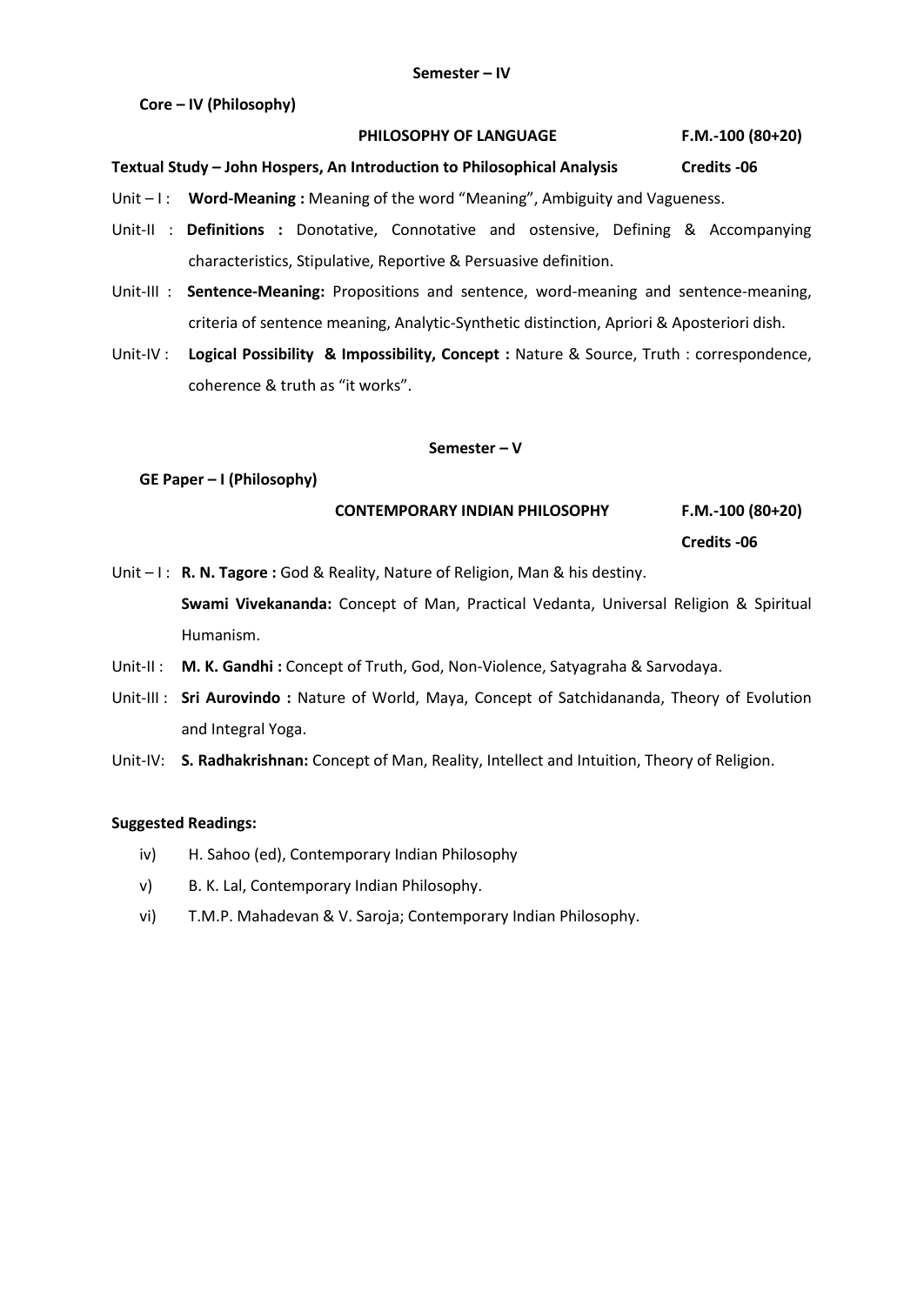**Semester – IV**

**Core – IV (Philosophy)**

**PHILOSOPHY OF LANGUAGE** **F.M.-100 (80+20)**

**Textual Study – John Hospers, An Introduction to Philosophical Analysis** **Credits -06**

Unit – I : **Word-Meaning :** Meaning of the word "Meaning", Ambiguity and Vagueness.

Unit-II : **Definitions :** Donotative, Connotative and ostensive, Defining & Accompanying characteristics, Stipulative, Reportive & Persuasive definition.

Unit-III : **Sentence-Meaning:** Propositions and sentence, word-meaning and sentence-meaning, criteria of sentence meaning, Analytic-Synthetic distinction, Apriori & Aposteriori dish.

Unit-IV : **Logical Possibility & Impossibility, Concept :** Nature & Source, Truth : correspondence, coherence & truth as "it works".

**Semester – V**

**GE Paper – I (Philosophy)**

**CONTEMPORARY INDIAN PHILOSOPHY** **F.M.-100 (80+20)**

**Credits -06**

Unit – I : **R. N. Tagore :** God & Reality, Nature of Religion, Man & his destiny.

**Swami Vivekananda:** Concept of Man, Practical Vedanta, Universal Religion & Spiritual Humanism.

Unit-II : **M. K. Gandhi :** Concept of Truth, God, Non-Violence, Satyagraha & Sarvodaya.

Unit-III : **Sri Aurovindo :** Nature of World, Maya, Concept of Satchidananda, Theory of Evolution and Integral Yoga.

Unit-IV: **S. Radhakrishnan:** Concept of Man, Reality, Intellect and Intuition, Theory of Religion.

**Suggested Readings:**

iv) H. Sahoo (ed), Contemporary Indian Philosophy

v) B. K. Lal, Contemporary Indian Philosophy.

vi) T.M.P. Mahadevan & V. Saroja; Contemporary Indian Philosophy.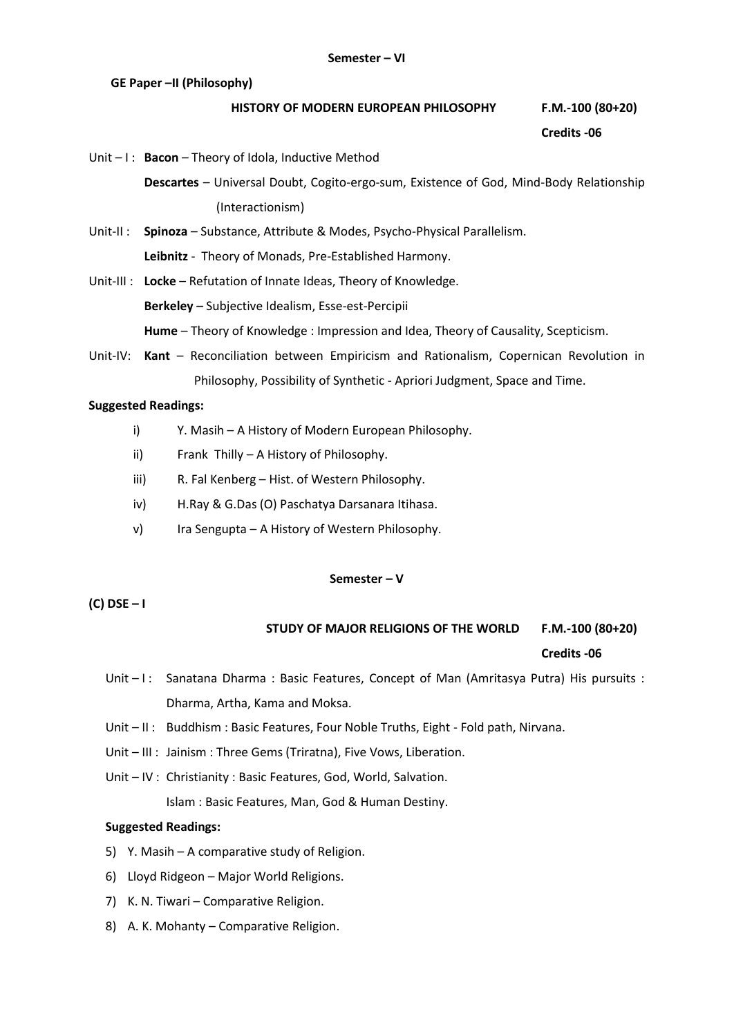**Semester – VI**

**GE Paper –II (Philosophy)**

**HISTORY OF MODERN EUROPEAN PHILOSOPHY** **F.M.-100 (80+20)**

**Credits -06**

Unit – I : **Bacon** – Theory of Idola, Inductive Method

**Descartes** – Universal Doubt, Cogito-ergo-sum, Existence of God, Mind-Body Relationship (Interactionism)

Unit-II : **Spinoza** – Substance, Attribute & Modes, Psycho-Physical Parallelism.

**Leibnitz** - Theory of Monads, Pre-Established Harmony.

Unit-III : **Locke** – Refutation of Innate Ideas, Theory of Knowledge.

**Berkeley** – Subjective Idealism, Esse-est-Percipii

**Hume** – Theory of Knowledge : Impression and Idea, Theory of Causality, Scepticism.

Unit-IV: **Kant** – Reconciliation between Empiricism and Rationalism, Copernican Revolution in Philosophy, Possibility of Synthetic - Apriori Judgment, Space and Time.

**Suggested Readings:**

i) Y. Masih – A History of Modern European Philosophy.

ii) Frank Thilly – A History of Philosophy.

iii) R. Fal Kenberg – Hist. of Western Philosophy.

iv) H.Ray & G.Das (O) Paschatya Darsanara Itihasa.

v) Ira Sengupta – A History of Western Philosophy.

**Semester – V**

**(C) DSE – I**

**STUDY OF MAJOR RELIGIONS OF THE WORLD** **F.M.-100 (80+20)**

**Credits -06**

Unit – I : Sanatana Dharma : Basic Features, Concept of Man (Amritasya Putra) His pursuits : Dharma, Artha, Kama and Moksa.

Unit – II : Buddhism : Basic Features, Four Noble Truths, Eight - Fold path, Nirvana.

Unit – III : Jainism : Three Gems (Triratna), Five Vows, Liberation.

Unit – IV : Christianity : Basic Features, God, World, Salvation.

Islam : Basic Features, Man, God & Human Destiny.

**Suggested Readings:**

5) Y. Masih – A comparative study of Religion.

6) Lloyd Ridgeon – Major World Religions.

7) K. N. Tiwari – Comparative Religion.

8) A. K. Mohanty – Comparative Religion.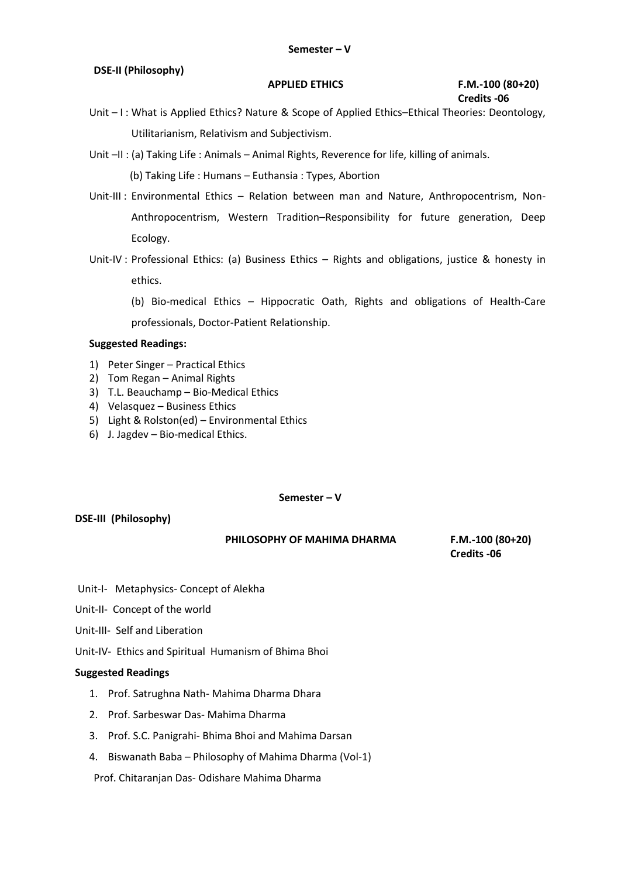**Semester – V**

**DSE-II (Philosophy)**

**APPLIED ETHICS** **F.M.-100 (80+20)**
**Credits -06**

Unit – I : What is Applied Ethics? Nature & Scope of Applied Ethics–Ethical Theories: Deontology, Utilitarianism, Relativism and Subjectivism.

Unit –II : (a) Taking Life : Animals – Animal Rights, Reverence for life, killing of animals.

(b) Taking Life : Humans – Euthansia : Types, Abortion

Unit-III : Environmental Ethics – Relation between man and Nature, Anthropocentrism, Non-Anthropocentrism, Western Tradition–Responsibility for future generation, Deep Ecology.

Unit-IV : Professional Ethics: (a) Business Ethics – Rights and obligations, justice & honesty in ethics.

(b) Bio-medical Ethics – Hippocratic Oath, Rights and obligations of Health-Care professionals, Doctor-Patient Relationship.

**Suggested Readings:**

1) Peter Singer – Practical Ethics
2) Tom Regan – Animal Rights
3) T.L. Beauchamp – Bio-Medical Ethics
4) Velasquez – Business Ethics
5) Light & Rolston(ed) – Environmental Ethics
6) J. Jagdev – Bio-medical Ethics.

**Semester – V**

**DSE-III (Philosophy)**

**PHILOSOPHY OF MAHIMA DHARMA** **F.M.-100 (80+20)**
**Credits -06**

Unit-I- Metaphysics- Concept of Alekha

Unit-II- Concept of the world

Unit-III- Self and Liberation

Unit-IV- Ethics and Spiritual Humanism of Bhima Bhoi

**Suggested Readings**

1. Prof. Satrughna Nath- Mahima Dharma Dhara
2. Prof. Sarbeswar Das- Mahima Dharma
3. Prof. S.C. Panigrahi- Bhima Bhoi and Mahima Darsan
4. Biswanath Baba – Philosophy of Mahima Dharma (Vol-1)

Prof. Chitaranjan Das- Odishare Mahima Dharma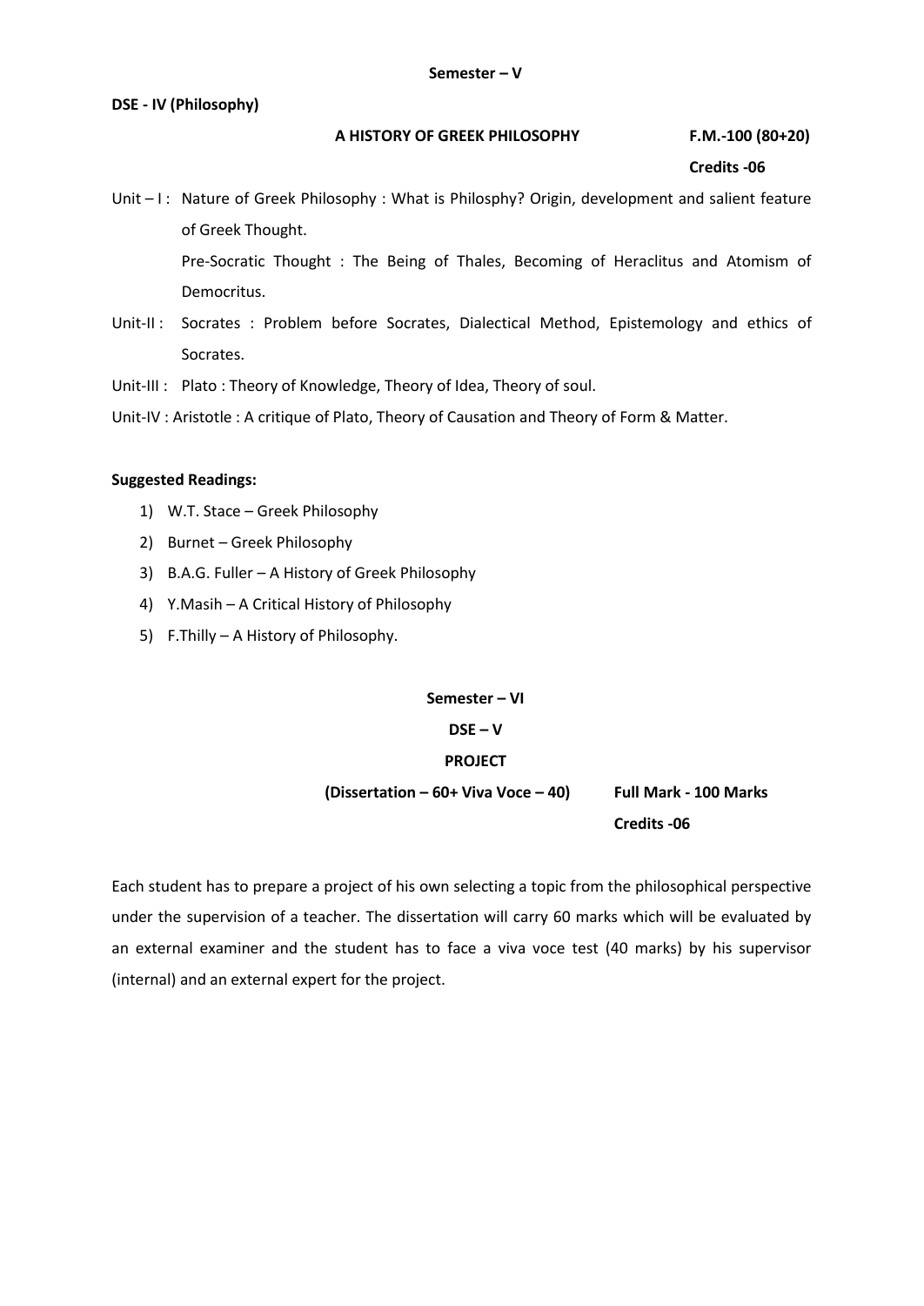**Semester – V**

**DSE - IV (Philosophy)**

**A HISTORY OF GREEK PHILOSOPHY** **F.M.-100 (80+20)**

**Credits -06**

Unit – I : Nature of Greek Philosophy : What is Philosphy? Origin, development and salient feature of Greek Thought.

Pre-Socratic Thought : The Being of Thales, Becoming of Heraclitus and Atomism of Democritus.

Unit-II : Socrates : Problem before Socrates, Dialectical Method, Epistemology and ethics of Socrates.

Unit-III : Plato : Theory of Knowledge, Theory of Idea, Theory of soul.

Unit-IV : Aristotle : A critique of Plato, Theory of Causation and Theory of Form & Matter.

**Suggested Readings:**

1) W.T. Stace – Greek Philosophy
2) Burnet – Greek Philosophy
3) B.A.G. Fuller – A History of Greek Philosophy
4) Y.Masih – A Critical History of Philosophy
5) F.Thilly – A History of Philosophy.

**Semester – VI**

**DSE – V**

**PROJECT**

**(Dissertation – 60+ Viva Voce – 40)** **Full Mark - 100 Marks**

**Credits -06**

Each student has to prepare a project of his own selecting a topic from the philosophical perspective under the supervision of a teacher. The dissertation will carry 60 marks which will be evaluated by an external examiner and the student has to face a viva voce test (40 marks) by his supervisor (internal) and an external expert for the project.